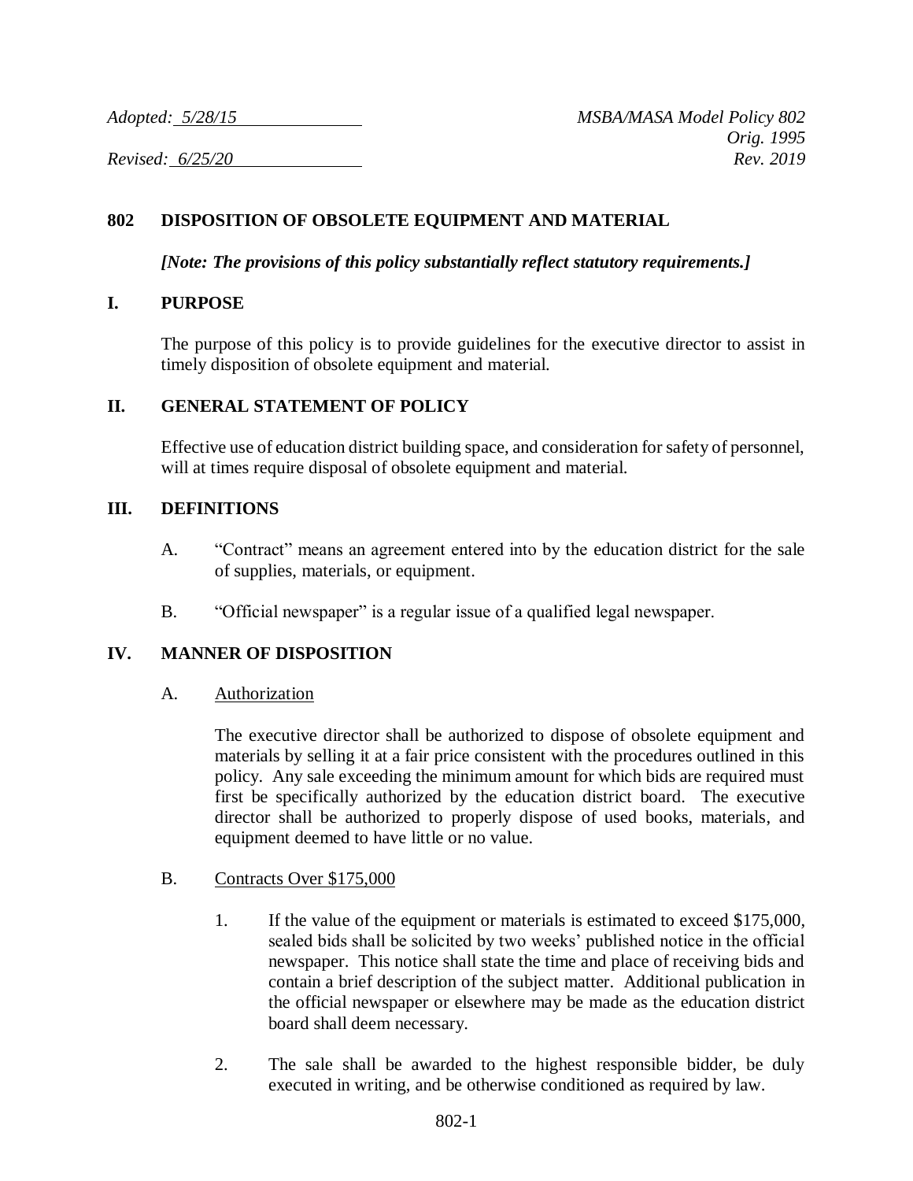*Adopted: 5/28/15* *MSBA/MASA Model Policy 802*
*Orig. 1995*
*Revised: 6/25/20* *Rev. 2019*

## 802 DISPOSITION OF OBSOLETE EQUIPMENT AND MATERIAL

***[Note: The provisions of this policy substantially reflect statutory requirements.]***

### I. PURPOSE

The purpose of this policy is to provide guidelines for the executive director to assist in timely disposition of obsolete equipment and material.

### II. GENERAL STATEMENT OF POLICY

Effective use of education district building space, and consideration for safety of personnel, will at times require disposal of obsolete equipment and material.

### III. DEFINITIONS

A. "Contract" means an agreement entered into by the education district for the sale of supplies, materials, or equipment.

B. "Official newspaper" is a regular issue of a qualified legal newspaper.

### IV. MANNER OF DISPOSITION

A. Authorization

The executive director shall be authorized to dispose of obsolete equipment and materials by selling it at a fair price consistent with the procedures outlined in this policy. Any sale exceeding the minimum amount for which bids are required must first be specifically authorized by the education district board. The executive director shall be authorized to properly dispose of used books, materials, and equipment deemed to have little or no value.

B. Contracts Over $175,000

1. If the value of the equipment or materials is estimated to exceed $175,000, sealed bids shall be solicited by two weeks' published notice in the official newspaper. This notice shall state the time and place of receiving bids and contain a brief description of the subject matter. Additional publication in the official newspaper or elsewhere may be made as the education district board shall deem necessary.

2. The sale shall be awarded to the highest responsible bidder, be duly executed in writing, and be otherwise conditioned as required by law.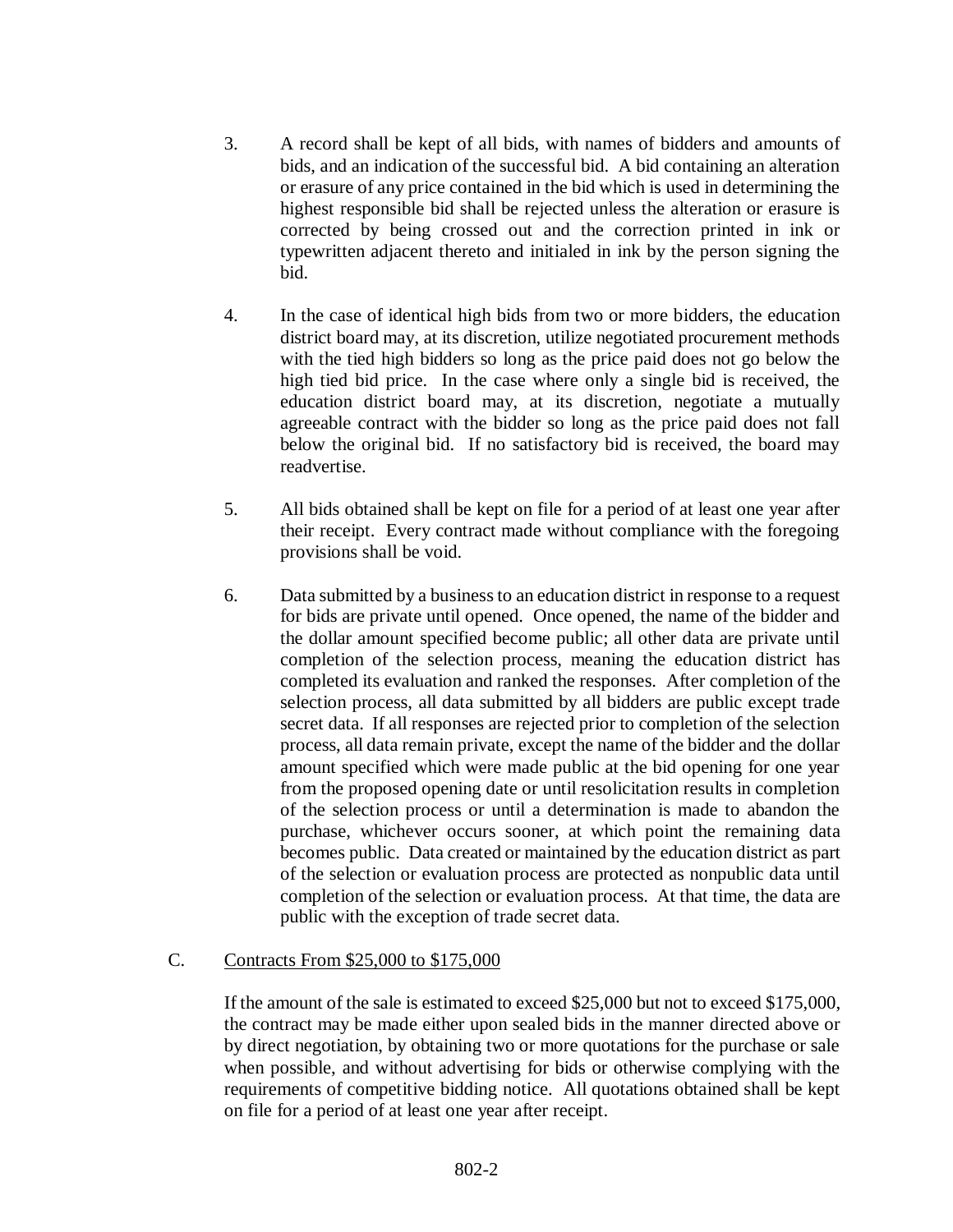3. A record shall be kept of all bids, with names of bidders and amounts of bids, and an indication of the successful bid. A bid containing an alteration or erasure of any price contained in the bid which is used in determining the highest responsible bid shall be rejected unless the alteration or erasure is corrected by being crossed out and the correction printed in ink or typewritten adjacent thereto and initialed in ink by the person signing the bid.

4. In the case of identical high bids from two or more bidders, the education district board may, at its discretion, utilize negotiated procurement methods with the tied high bidders so long as the price paid does not go below the high tied bid price. In the case where only a single bid is received, the education district board may, at its discretion, negotiate a mutually agreeable contract with the bidder so long as the price paid does not fall below the original bid. If no satisfactory bid is received, the board may readvertise.

5. All bids obtained shall be kept on file for a period of at least one year after their receipt. Every contract made without compliance with the foregoing provisions shall be void.

6. Data submitted by a business to an education district in response to a request for bids are private until opened. Once opened, the name of the bidder and the dollar amount specified become public; all other data are private until completion of the selection process, meaning the education district has completed its evaluation and ranked the responses. After completion of the selection process, all data submitted by all bidders are public except trade secret data. If all responses are rejected prior to completion of the selection process, all data remain private, except the name of the bidder and the dollar amount specified which were made public at the bid opening for one year from the proposed opening date or until resolicitation results in completion of the selection process or until a determination is made to abandon the purchase, whichever occurs sooner, at which point the remaining data becomes public. Data created or maintained by the education district as part of the selection or evaluation process are protected as nonpublic data until completion of the selection or evaluation process. At that time, the data are public with the exception of trade secret data.

C. Contracts From $25,000 to $175,000

If the amount of the sale is estimated to exceed $25,000 but not to exceed $175,000, the contract may be made either upon sealed bids in the manner directed above or by direct negotiation, by obtaining two or more quotations for the purchase or sale when possible, and without advertising for bids or otherwise complying with the requirements of competitive bidding notice. All quotations obtained shall be kept on file for a period of at least one year after receipt.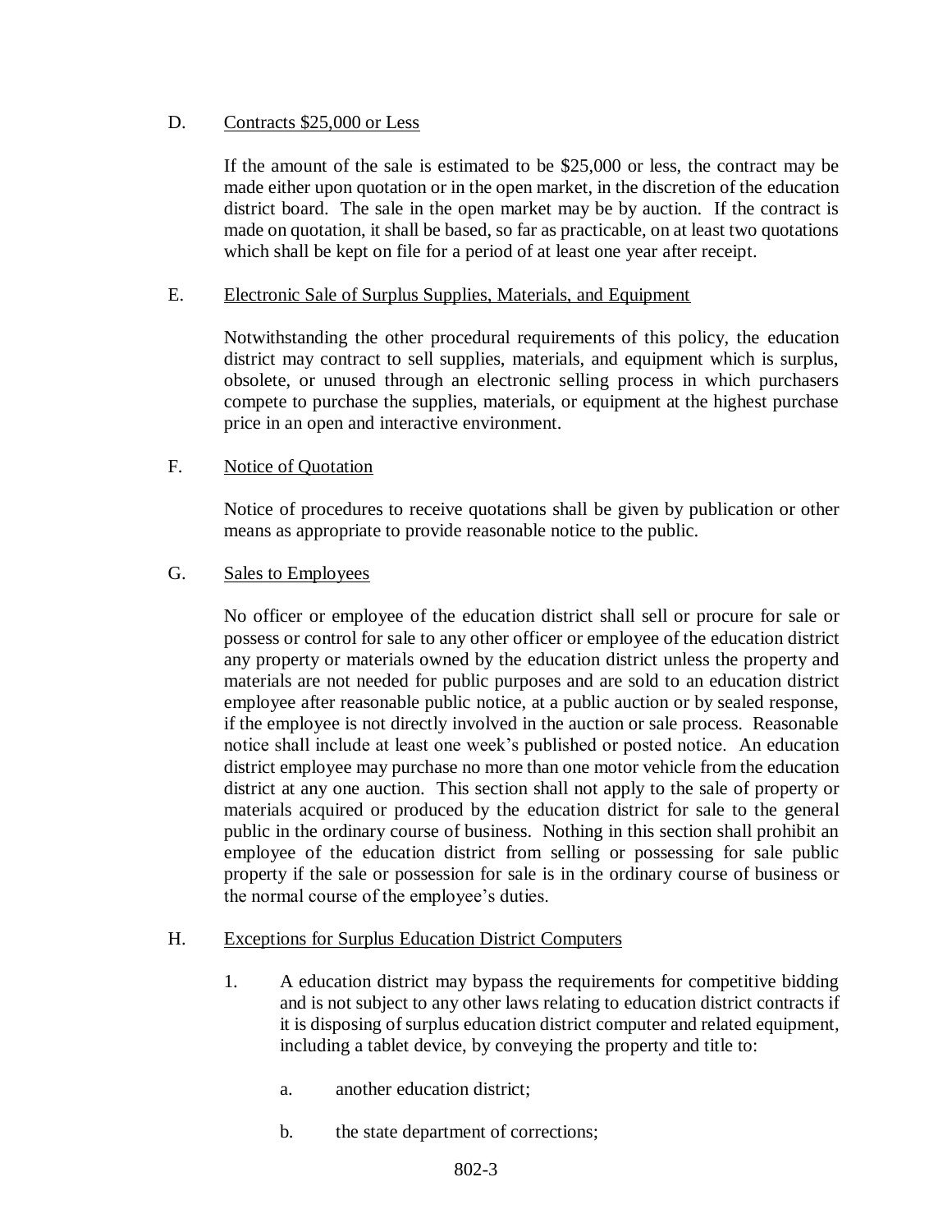D. Contracts $25,000 or Less

If the amount of the sale is estimated to be $25,000 or less, the contract may be made either upon quotation or in the open market, in the discretion of the education district board. The sale in the open market may be by auction. If the contract is made on quotation, it shall be based, so far as practicable, on at least two quotations which shall be kept on file for a period of at least one year after receipt.

E. Electronic Sale of Surplus Supplies, Materials, and Equipment

Notwithstanding the other procedural requirements of this policy, the education district may contract to sell supplies, materials, and equipment which is surplus, obsolete, or unused through an electronic selling process in which purchasers compete to purchase the supplies, materials, or equipment at the highest purchase price in an open and interactive environment.

F. Notice of Quotation

Notice of procedures to receive quotations shall be given by publication or other means as appropriate to provide reasonable notice to the public.

G. Sales to Employees

No officer or employee of the education district shall sell or procure for sale or possess or control for sale to any other officer or employee of the education district any property or materials owned by the education district unless the property and materials are not needed for public purposes and are sold to an education district employee after reasonable public notice, at a public auction or by sealed response, if the employee is not directly involved in the auction or sale process. Reasonable notice shall include at least one week's published or posted notice. An education district employee may purchase no more than one motor vehicle from the education district at any one auction. This section shall not apply to the sale of property or materials acquired or produced by the education district for sale to the general public in the ordinary course of business. Nothing in this section shall prohibit an employee of the education district from selling or possessing for sale public property if the sale or possession for sale is in the ordinary course of business or the normal course of the employee's duties.

H. Exceptions for Surplus Education District Computers

1. A education district may bypass the requirements for competitive bidding and is not subject to any other laws relating to education district contracts if it is disposing of surplus education district computer and related equipment, including a tablet device, by conveying the property and title to:

   a. another education district;

   b. the state department of corrections;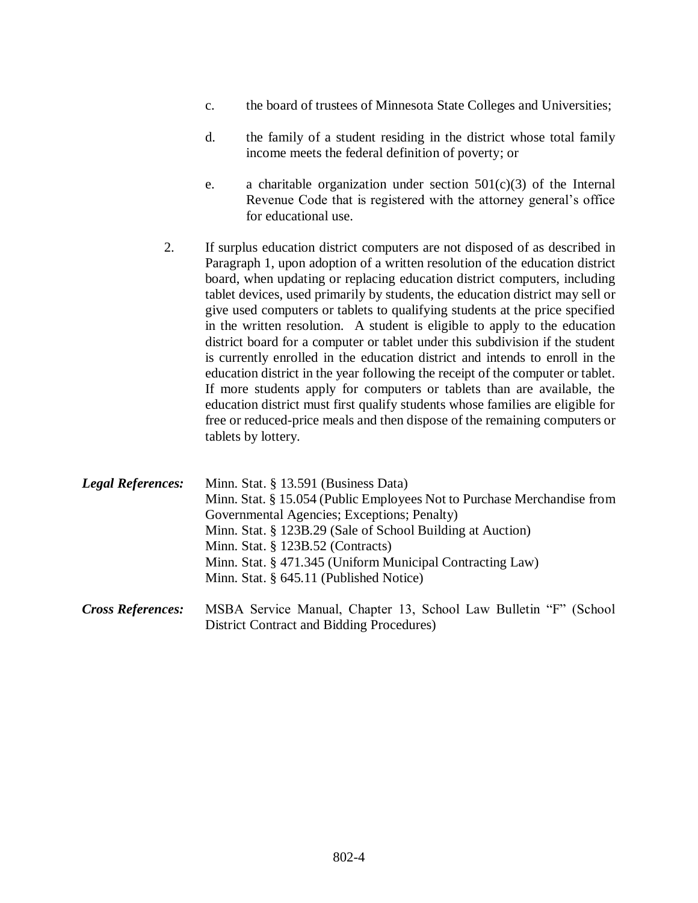c. the board of trustees of Minnesota State Colleges and Universities;

d. the family of a student residing in the district whose total family income meets the federal definition of poverty; or

e. a charitable organization under section 501(c)(3) of the Internal Revenue Code that is registered with the attorney general's office for educational use.

2. If surplus education district computers are not disposed of as described in Paragraph 1, upon adoption of a written resolution of the education district board, when updating or replacing education district computers, including tablet devices, used primarily by students, the education district may sell or give used computers or tablets to qualifying students at the price specified in the written resolution. A student is eligible to apply to the education district board for a computer or tablet under this subdivision if the student is currently enrolled in the education district and intends to enroll in the education district in the year following the receipt of the computer or tablet. If more students apply for computers or tablets than are available, the education district must first qualify students whose families are eligible for free or reduced-price meals and then dispose of the remaining computers or tablets by lottery.

***Legal References:***
Minn. Stat. § 13.591 (Business Data)
Minn. Stat. § 15.054 (Public Employees Not to Purchase Merchandise from Governmental Agencies; Exceptions; Penalty)
Minn. Stat. § 123B.29 (Sale of School Building at Auction)
Minn. Stat. § 123B.52 (Contracts)
Minn. Stat. § 471.345 (Uniform Municipal Contracting Law)
Minn. Stat. § 645.11 (Published Notice)

***Cross References:***
MSBA Service Manual, Chapter 13, School Law Bulletin "F" (School District Contract and Bidding Procedures)